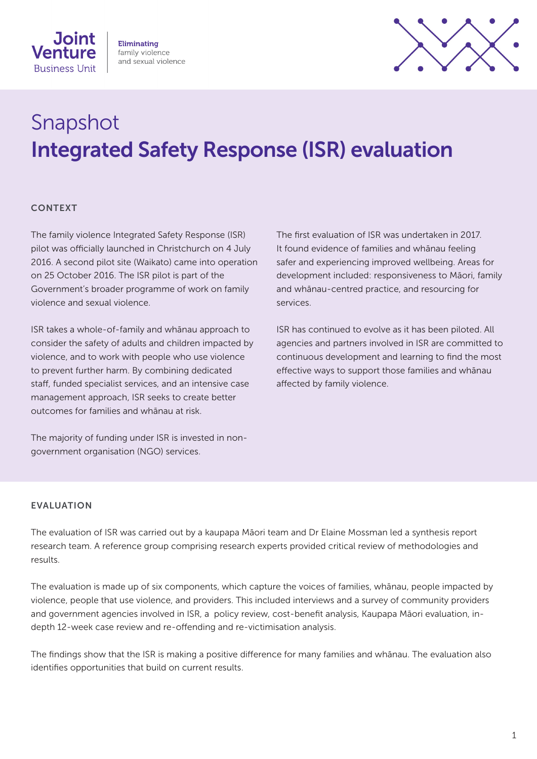Joint Venture Business Unit

Eliminating family violence and sexual violence

# Snapshot
# Integrated Safety Response (ISR) evaluation

## CONTEXT

The family violence Integrated Safety Response (ISR) pilot was officially launched in Christchurch on 4 July 2016. A second pilot site (Waikato) came into operation on 25 October 2016. The ISR pilot is part of the Government's broader programme of work on family violence and sexual violence.

ISR takes a whole-of-family and whānau approach to consider the safety of adults and children impacted by violence, and to work with people who use violence to prevent further harm. By combining dedicated staff, funded specialist services, and an intensive case management approach, ISR seeks to create better outcomes for families and whānau at risk.

The majority of funding under ISR is invested in non-government organisation (NGO) services.

The first evaluation of ISR was undertaken in 2017. It found evidence of families and whānau feeling safer and experiencing improved wellbeing. Areas for development included: responsiveness to Māori, family and whānau-centred practice, and resourcing for services.

ISR has continued to evolve as it has been piloted. All agencies and partners involved in ISR are committed to continuous development and learning to find the most effective ways to support those families and whānau affected by family violence.

## EVALUATION

The evaluation of ISR was carried out by a kaupapa Māori team and Dr Elaine Mossman led a synthesis report research team. A reference group comprising research experts provided critical review of methodologies and results.

The evaluation is made up of six components, which capture the voices of families, whānau, people impacted by violence, people that use violence, and providers. This included interviews and a survey of community providers and government agencies involved in ISR, a policy review, cost-benefit analysis, Kaupapa Māori evaluation, in-depth 12-week case review and re-offending and re-victimisation analysis.

The findings show that the ISR is making a positive difference for many families and whānau. The evaluation also identifies opportunities that build on current results.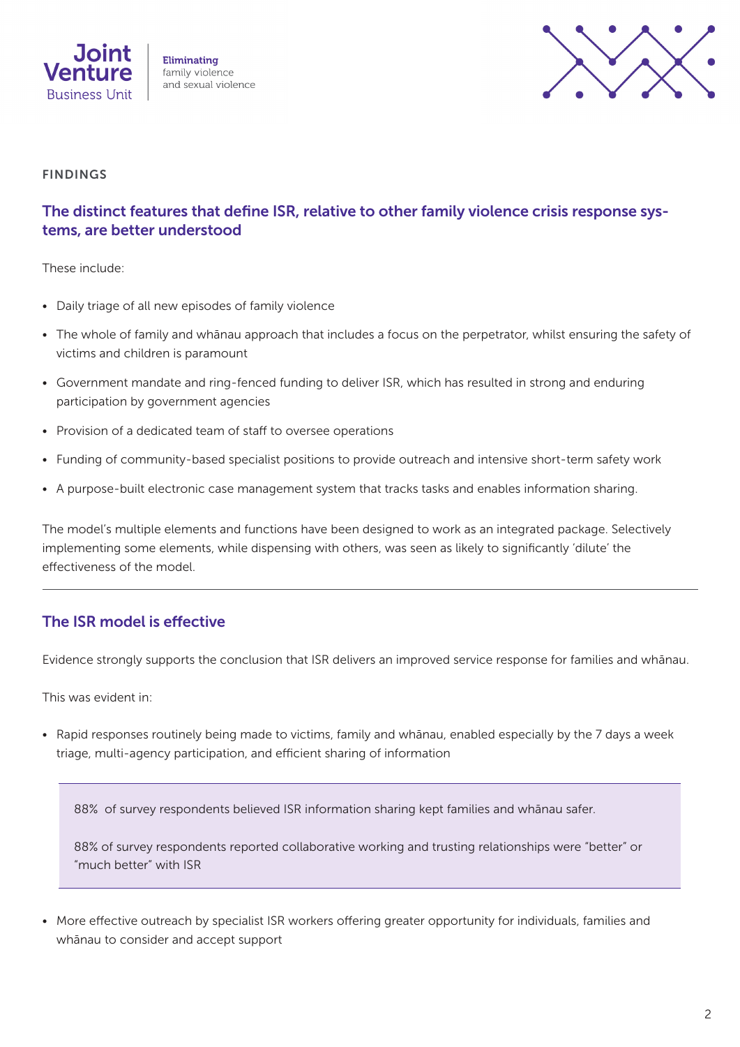FINDINGS

## The distinct features that define ISR, relative to other family violence crisis response systems, are better understood

These include:

- Daily triage of all new episodes of family violence
- The whole of family and whānau approach that includes a focus on the perpetrator, whilst ensuring the safety of victims and children is paramount
- Government mandate and ring-fenced funding to deliver ISR, which has resulted in strong and enduring participation by government agencies
- Provision of a dedicated team of staff to oversee operations
- Funding of community-based specialist positions to provide outreach and intensive short-term safety work
- A purpose-built electronic case management system that tracks tasks and enables information sharing.

The model's multiple elements and functions have been designed to work as an integrated package. Selectively implementing some elements, while dispensing with others, was seen as likely to significantly 'dilute' the effectiveness of the model.

---

## The ISR model is effective

Evidence strongly supports the conclusion that ISR delivers an improved service response for families and whānau.

This was evident in:

- Rapid responses routinely being made to victims, family and whānau, enabled especially by the 7 days a week triage, multi-agency participation, and efficient sharing of information

> 88% of survey respondents believed ISR information sharing kept families and whānau safer.
>
> 88% of survey respondents reported collaborative working and trusting relationships were "better" or "much better" with ISR

- More effective outreach by specialist ISR workers offering greater opportunity for individuals, families and whānau to consider and accept support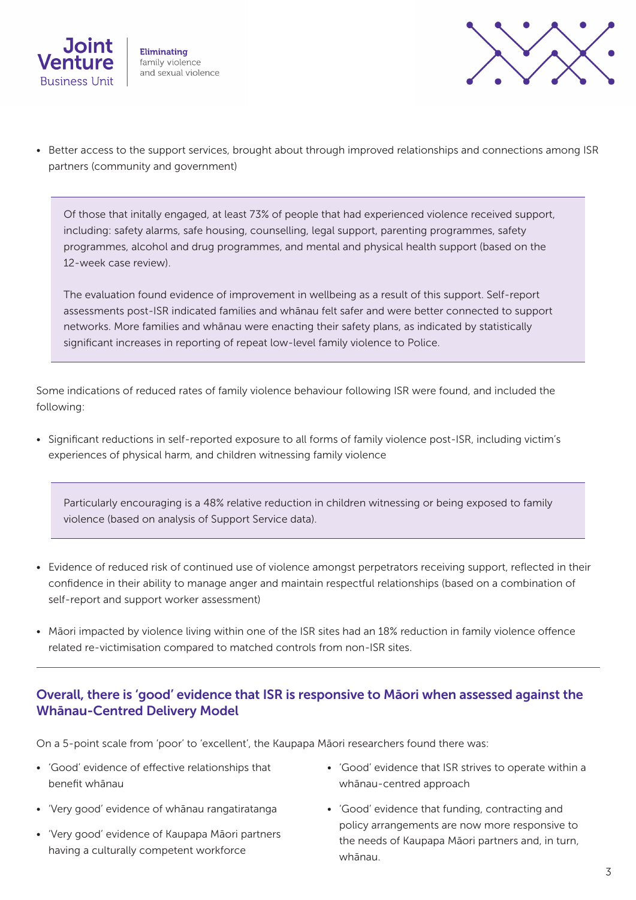- Better access to the support services, brought about through improved relationships and connections among ISR partners (community and government)

> Of those that initally engaged, at least 73% of people that had experienced violence received support, including: safety alarms, safe housing, counselling, legal support, parenting programmes, safety programmes, alcohol and drug programmes, and mental and physical health support (based on the 12-week case review).
>
> The evaluation found evidence of improvement in wellbeing as a result of this support. Self-report assessments post-ISR indicated families and whānau felt safer and were better connected to support networks. More families and whānau were enacting their safety plans, as indicated by statistically significant increases in reporting of repeat low-level family violence to Police.

Some indications of reduced rates of family violence behaviour following ISR were found, and included the following:

- Significant reductions in self-reported exposure to all forms of family violence post-ISR, including victim's experiences of physical harm, and children witnessing family violence

> Particularly encouraging is a 48% relative reduction in children witnessing or being exposed to family violence (based on analysis of Support Service data).

- Evidence of reduced risk of continued use of violence amongst perpetrators receiving support, reflected in their confidence in their ability to manage anger and maintain respectful relationships (based on a combination of self-report and support worker assessment)
- Māori impacted by violence living within one of the ISR sites had an 18% reduction in family violence offence related re-victimisation compared to matched controls from non-ISR sites.

---

### Overall, there is 'good' evidence that ISR is responsive to Māori when assessed against the Whānau-Centred Delivery Model

On a 5-point scale from 'poor' to 'excellent', the Kaupapa Māori researchers found there was:

- 'Good' evidence of effective relationships that benefit whānau
- 'Very good' evidence of whānau rangatiratanga
- 'Very good' evidence of Kaupapa Māori partners having a culturally competent workforce
- 'Good' evidence that ISR strives to operate within a whānau-centred approach
- 'Good' evidence that funding, contracting and policy arrangements are now more responsive to the needs of Kaupapa Māori partners and, in turn, whānau.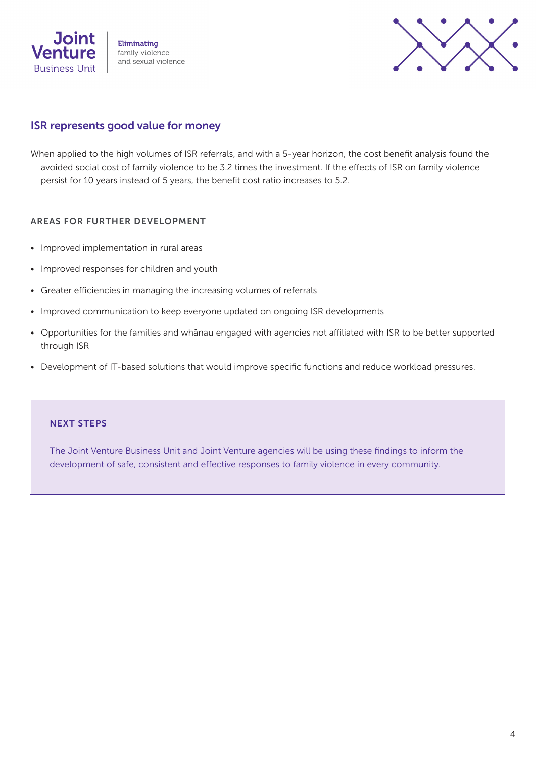## ISR represents good value for money

When applied to the high volumes of ISR referrals, and with a 5-year horizon, the cost benefit analysis found the avoided social cost of family violence to be 3.2 times the investment. If the effects of ISR on family violence persist for 10 years instead of 5 years, the benefit cost ratio increases to 5.2.

### AREAS FOR FURTHER DEVELOPMENT

- Improved implementation in rural areas
- Improved responses for children and youth
- Greater efficiencies in managing the increasing volumes of referrals
- Improved communication to keep everyone updated on ongoing ISR developments
- Opportunities for the families and whānau engaged with agencies not affiliated with ISR to be better supported through ISR
- Development of IT-based solutions that would improve specific functions and reduce workload pressures.

### NEXT STEPS

The Joint Venture Business Unit and Joint Venture agencies will be using these findings to inform the development of safe, consistent and effective responses to family violence in every community.